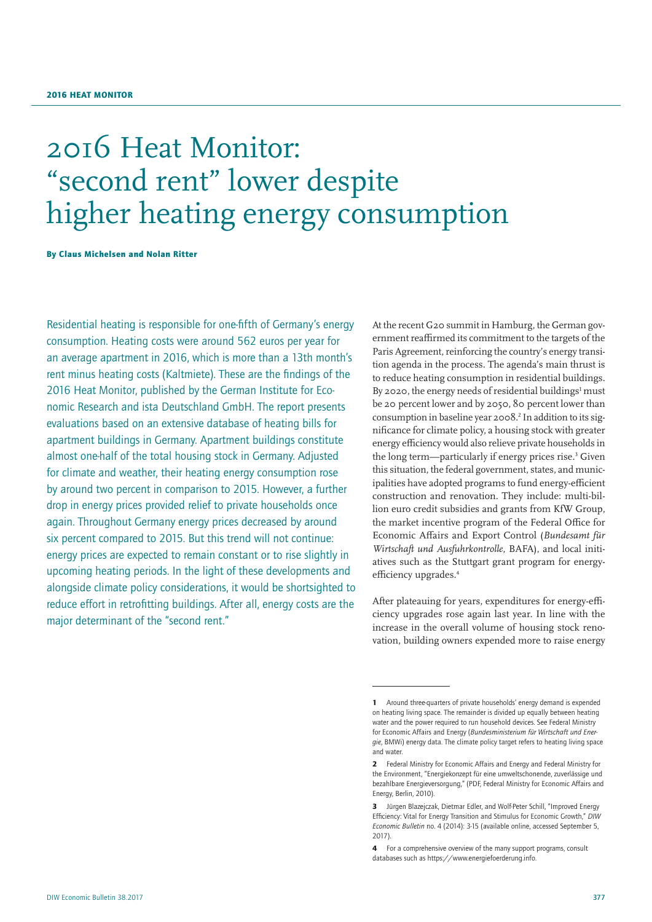# 2016 Heat Monitor: "second rent" lower despite higher heating energy consumption

**By Claus Michelsen and Nolan Ritter**

Residential heating is responsible for one-fifth of Germany's energy consumption. Heating costs were around 562 euros per year for an average apartment in 2016, which is more than a 13th month's rent minus heating costs (Kaltmiete). These are the findings of the 2016 Heat Monitor, published by the German Institute for Economic Research and ista Deutschland GmbH. The report presents evaluations based on an extensive database of heating bills for apartment buildings in Germany. Apartment buildings constitute almost one-half of the total housing stock in Germany. Adjusted for climate and weather, their heating energy consumption rose by around two percent in comparison to 2015. However, a further drop in energy prices provided relief to private households once again. Throughout Germany energy prices decreased by around six percent compared to 2015. But this trend will not continue: energy prices are expected to remain constant or to rise slightly in upcoming heating periods. In the light of these developments and alongside climate policy considerations, it would be shortsighted to reduce effort in retrofitting buildings. After all, energy costs are the major determinant of the "second rent."

At the recent G20 summit in Hamburg, the German government reaffirmed its commitment to the targets of the Paris Agreement, reinforcing the country's energy transition agenda in the process. The agenda's main thrust is to reduce heating consumption in residential buildings. By 2020, the energy needs of residential buildings[1] must be 20 percent lower and by 2050, 80 percent lower than consumption in baseline year 2008.[2] In addition to its significance for climate policy, a housing stock with greater energy efficiency would also relieve private households in the long term—particularly if energy prices rise.[3] Given this situation, the federal government, states, and municipalities have adopted programs to fund energy-efficient construction and renovation. They include: multi-billion euro credit subsidies and grants from KfW Group, the market incentive program of the Federal Office for Economic Affairs and Export Control (*Bundesamt für Wirtschaft und Ausfuhrkontrolle*, BAFA), and local initiatives such as the Stuttgart grant program for energy-efficiency upgrades.[4]

After plateauing for years, expenditures for energy-efficiency upgrades rose again last year. In line with the increase in the overall volume of housing stock renovation, building owners expended more to raise energy

---

1 Around three-quarters of private households' energy demand is expended on heating living space. The remainder is divided up equally between heating water and the power required to run household devices. See Federal Ministry for Economic Affairs and Energy (*Bundesministerium für Wirtschaft und Energie*, BMWi) energy data. The climate policy target refers to heating living space and water.

2 Federal Ministry for Economic Affairs and Energy and Federal Ministry for the Environment, "Energiekonzept für eine umweltschonende, zuverlässige und bezahlbare Energieversorgung," (PDF, Federal Ministry for Economic Affairs and Energy, Berlin, 2010).

3 Jürgen Blazejczak, Dietmar Edler, and Wolf-Peter Schill, "Improved Energy Efficiency: Vital for Energy Transition and Stimulus for Economic Growth," *DIW Economic Bulletin* no. 4 (2014): 3-15 (available online, accessed September 5, 2017).

4 For a comprehensive overview of the many support programs, consult databases such as https://www.energiefoerderung.info.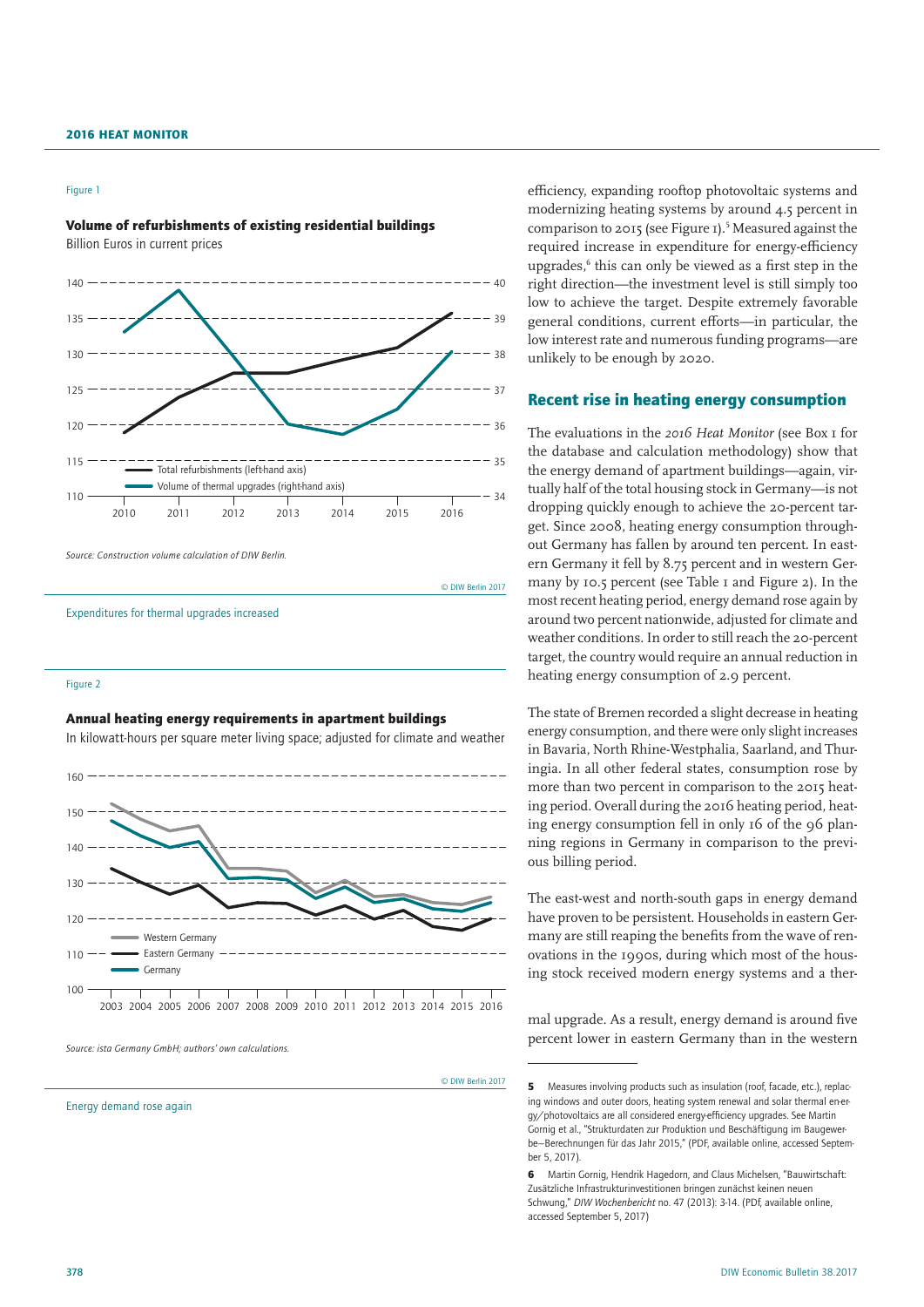Figure 1

**Volume of refurbishments of existing residential buildings**

Billion Euros in current prices

Source: Construction volume calculation of DIW Berlin.

© DIW Berlin 2017

Expenditures for thermal upgrades increased

Figure 2

**Annual heating energy requirements in apartment buildings**

In kilowatt-hours per square meter living space; adjusted for climate and weather

Source: ista Germany GmbH; authors' own calculations.

© DIW Berlin 2017

Energy demand rose again

efficiency, expanding rooftop photovoltaic systems and modernizing heating systems by around 4.5 percent in comparison to 2015 (see Figure 1).[5] Measured against the required increase in expenditure for energy-efficiency upgrades,[6] this can only be viewed as a first step in the right direction—the investment level is still simply too low to achieve the target. Despite extremely favorable general conditions, current efforts—in particular, the low interest rate and numerous funding programs—are unlikely to be enough by 2020.

## Recent rise in heating energy consumption

The evaluations in the *2016 Heat Monitor* (see Box 1 for the database and calculation methodology) show that the energy demand of apartment buildings—again, virtually half of the total housing stock in Germany—is not dropping quickly enough to achieve the 20-percent target. Since 2008, heating energy consumption throughout Germany has fallen by around ten percent. In eastern Germany it fell by 8.75 percent and in western Germany by 10.5 percent (see Table 1 and Figure 2). In the most recent heating period, energy demand rose again by around two percent nationwide, adjusted for climate and weather conditions. In order to still reach the 20-percent target, the country would require an annual reduction in heating energy consumption of 2.9 percent.

The state of Bremen recorded a slight decrease in heating energy consumption, and there were only slight increases in Bavaria, North Rhine-Westphalia, Saarland, and Thuringia. In all other federal states, consumption rose by more than two percent in comparison to the 2015 heating period. Overall during the 2016 heating period, heating energy consumption fell in only 16 of the 96 planning regions in Germany in comparison to the previous billing period.

The east-west and north-south gaps in energy demand have proven to be persistent. Households in eastern Germany are still reaping the benefits from the wave of renovations in the 1990s, during which most of the housing stock received modern energy systems and a thermal upgrade. As a result, energy demand is around five percent lower in eastern Germany than in the western

---

**5** Measures involving products such as insulation (roof, facade, etc.), replacing windows and outer doors, heating system renewal and solar thermal energy/photovoltaics are all considered energy-efficiency upgrades. See Martin Gornig et al., "Strukturdaten zur Produktion und Beschäftigung im Baugewerbe—Berechnungen für das Jahr 2015," (PDF, available online, accessed September 5, 2017).

**6** Martin Gornig, Hendrik Hagedorn, and Claus Michelsen, "Bauwirtschaft: Zusätzliche Infrastrukturinvestitionen bringen zunächst keinen neuen Schwung," *DIW Wochenbericht* no. 47 (2013): 3-14. (PDF, available online, accessed September 5, 2017)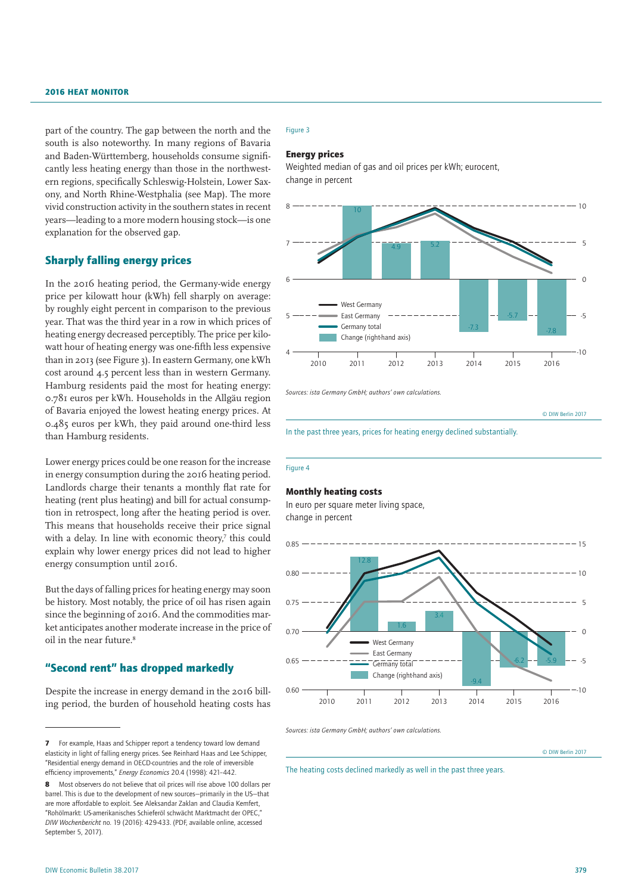part of the country. The gap between the north and the south is also noteworthy. In many regions of Bavaria and Baden-Württemberg, households consume significantly less heating energy than those in the northwestern regions, specifically Schleswig-Holstein, Lower Saxony, and North Rhine-Westphalia (see Map). The more vivid construction activity in the southern states in recent years—leading to a more modern housing stock—is one explanation for the observed gap.

## Sharply falling energy prices

In the 2016 heating period, the Germany-wide energy price per kilowatt hour (kWh) fell sharply on average: by roughly eight percent in comparison to the previous year. That was the third year in a row in which prices of heating energy decreased perceptibly. The price per kilowatt hour of heating energy was one-fifth less expensive than in 2013 (see Figure 3). In eastern Germany, one kWh cost around 4.5 percent less than in western Germany. Hamburg residents paid the most for heating energy: 0.781 euros per kWh. Households in the Allgäu region of Bavaria enjoyed the lowest heating energy prices. At 0.485 euros per kWh, they paid around one-third less than Hamburg residents.

Lower energy prices could be one reason for the increase in energy consumption during the 2016 heating period. Landlords charge their tenants a monthly flat rate for heating (rent plus heating) and bill for actual consumption in retrospect, long after the heating period is over. This means that households receive their price signal with a delay. In line with economic theory,[7] this could explain why lower energy prices did not lead to higher energy consumption until 2016.

But the days of falling prices for heating energy may soon be history. Most notably, the price of oil has risen again since the beginning of 2016. And the commodities market anticipates another moderate increase in the price of oil in the near future.[8]

## "Second rent" has dropped markedly

Despite the increase in energy demand in the 2016 billing period, the burden of household heating costs has

Figure 3

**Energy prices**

Weighted median of gas and oil prices per kWh; eurocent, change in percent

| | 2010 | 2011 | 2012 | 2013 | 2014 | 2015 | 2016 |
|---|---|---|---|---|---|---|---|
| Change (right-hand axis) | | 10 | 4.9 | 5.2 | -7.3 | -5.7 | -7.8 |

Sources: ista Germany GmbH; authors' own calculations.

© DIW Berlin 2017

In the past three years, prices for heating energy declined substantially.

Figure 4

**Monthly heating costs**

In euro per square meter living space, change in percent

| | 2010 | 2011 | 2012 | 2013 | 2014 | 2015 | 2016 |
|---|---|---|---|---|---|---|---|
| Change (right-hand axis) | | 12.8 | 1.6 | 3.4 | -9.4 | -6.2 | -5.9 |

Sources: ista Germany GmbH; authors' own calculations.

© DIW Berlin 2017

The heating costs declined markedly as well in the past three years.

---

7 For example, Haas and Schipper report a tendency toward low demand elasticity in light of falling energy prices. See Reinhard Haas and Lee Schipper, "Residential energy demand in OECD-countries and the role of irreversible efficiency improvements," *Energy Economics* 20.4 (1998): 421–442.

8 Most observers do not believe that oil prices will rise above 100 dollars per barrel. This is due to the development of new sources—primarily in the US—that are more affordable to exploit. See Aleksandar Zaklan and Claudia Kemfert, "Rohölmarkt: US-amerikanisches Schieferöl schwächt Marktmacht der OPEC," *DIW Wochenbericht* no. 19 (2016): 429-433. (PDF, available online, accessed September 5, 2017).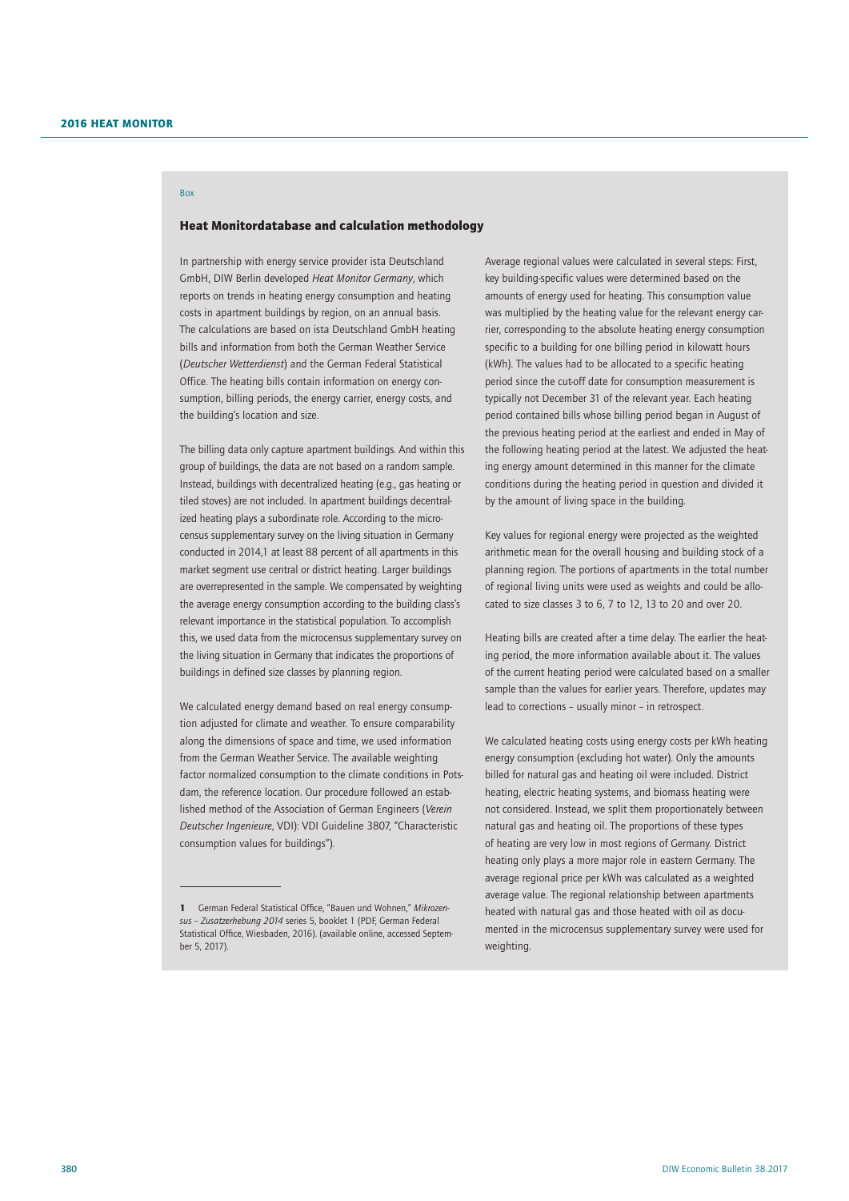Box

### Heat Monitordatabase and calculation methodology

In partnership with energy service provider ista Deutschland GmbH, DIW Berlin developed *Heat Monitor Germany*, which reports on trends in heating energy consumption and heating costs in apartment buildings by region, on an annual basis. The calculations are based on ista Deutschland GmbH heating bills and information from both the German Weather Service (*Deutscher Wetterdienst*) and the German Federal Statistical Office. The heating bills contain information on energy consumption, billing periods, the energy carrier, energy costs, and the building's location and size.

The billing data only capture apartment buildings. And within this group of buildings, the data are not based on a random sample. Instead, buildings with decentralized heating (e.g., gas heating or tiled stoves) are not included. In apartment buildings decentralized heating plays a subordinate role. According to the microcensus supplementary survey on the living situation in Germany conducted in 2014,[1] at least 88 percent of all apartments in this market segment use central or district heating. Larger buildings are overrepresented in the sample. We compensated by weighting the average energy consumption according to the building class's relevant importance in the statistical population. To accomplish this, we used data from the microcensus supplementary survey on the living situation in Germany that indicates the proportions of buildings in defined size classes by planning region.

We calculated energy demand based on real energy consumption adjusted for climate and weather. To ensure comparability along the dimensions of space and time, we used information from the German Weather Service. The available weighting factor normalized consumption to the climate conditions in Potsdam, the reference location. Our procedure followed an established method of the Association of German Engineers (*Verein Deutscher Ingenieure*, VDI): VDI Guideline 3807, "Characteristic consumption values for buildings").

Average regional values were calculated in several steps: First, key building-specific values were determined based on the amounts of energy used for heating. This consumption value was multiplied by the heating value for the relevant energy carrier, corresponding to the absolute heating energy consumption specific to a building for one billing period in kilowatt hours (kWh). The values had to be allocated to a specific heating period since the cut-off date for consumption measurement is typically not December 31 of the relevant year. Each heating period contained bills whose billing period began in August of the previous heating period at the earliest and ended in May of the following heating period at the latest. We adjusted the heating energy amount determined in this manner for the climate conditions during the heating period in question and divided it by the amount of living space in the building.

Key values for regional energy were projected as the weighted arithmetic mean for the overall housing and building stock of a planning region. The portions of apartments in the total number of regional living units were used as weights and could be allocated to size classes 3 to 6, 7 to 12, 13 to 20 and over 20.

Heating bills are created after a time delay. The earlier the heating period, the more information available about it. The values of the current heating period were calculated based on a smaller sample than the values for earlier years. Therefore, updates may lead to corrections – usually minor – in retrospect.

We calculated heating costs using energy costs per kWh heating energy consumption (excluding hot water). Only the amounts billed for natural gas and heating oil were included. District heating, electric heating systems, and biomass heating were not considered. Instead, we split them proportionately between natural gas and heating oil. The proportions of these types of heating are very low in most regions of Germany. District heating only plays a more major role in eastern Germany. The average regional price per kWh was calculated as a weighted average value. The regional relationship between apartments heated with natural gas and those heated with oil as documented in the microcensus supplementary survey were used for weighting.

---

**1** German Federal Statistical Office, "Bauen und Wohnen," *Mikrozensus – Zusatzerhebung 2014* series 5, booklet 1 (PDF, German Federal Statistical Office, Wiesbaden, 2016). (available online, accessed September 5, 2017).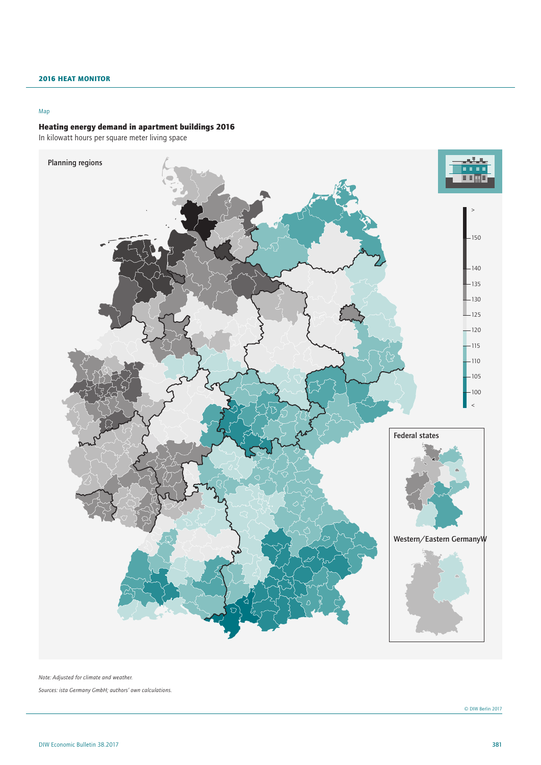Map

**Heating energy demand in apartment buildings 2016**

In kilowatt hours per square meter living space

Planning regions

Federal states

Western/Eastern Germany

Note: Adjusted for climate and weather.

Sources: ista Germany GmbH; authors' own calculations.

© DIW Berlin 2017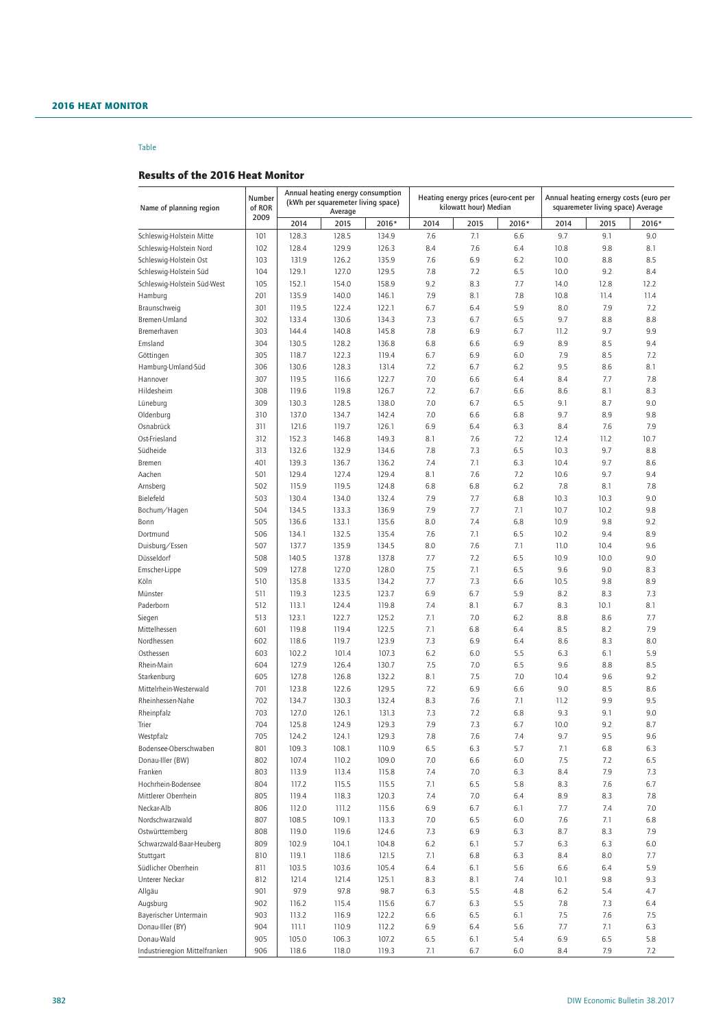Table

## Results of the 2016 Heat Monitor

| Name of planning region | Number of ROR 2009 | Annual heating energy consumption (kWh per squaremeter living space) Average | | | Heating energy prices (euro-cent per kilowatt hour) Median | | | Annual heating ernergy costs (euro per squaremeter living space) Average | | |
|---|---|---|---|---|---|---|---|---|---|---|
| | | 2014 | 2015 | 2016* | 2014 | 2015 | 2016* | 2014 | 2015 | 2016* |
| Schleswig-Holstein Mitte | 101 | 128.3 | 128.5 | 134.9 | 7.6 | 7.1 | 6.6 | 9.7 | 9.1 | 9.0 |
| Schleswig-Holstein Nord | 102 | 128.4 | 129.9 | 126.3 | 8.4 | 7.6 | 6.4 | 10.8 | 9.8 | 8.1 |
| Schleswig-Holstein Ost | 103 | 131.9 | 126.2 | 135.9 | 7.6 | 6.9 | 6.2 | 10.0 | 8.8 | 8.5 |
| Schleswig-Holstein Süd | 104 | 129.1 | 127.0 | 129.5 | 7.8 | 7.2 | 6.5 | 10.0 | 9.2 | 8.4 |
| Schleswig-Holstein Süd-West | 105 | 152.1 | 154.0 | 158.9 | 9.2 | 8.3 | 7.7 | 14.0 | 12.8 | 12.2 |
| Hamburg | 201 | 135.9 | 140.0 | 146.1 | 7.9 | 8.1 | 7.8 | 10.8 | 11.4 | 11.4 |
| Braunschweig | 301 | 119.5 | 122.4 | 122.1 | 6.7 | 6.4 | 5.9 | 8.0 | 7.9 | 7.2 |
| Bremen-Umland | 302 | 133.4 | 130.6 | 134.3 | 7.3 | 6.7 | 6.5 | 9.7 | 8.8 | 8.8 |
| Bremerhaven | 303 | 144.4 | 140.8 | 145.8 | 7.8 | 6.9 | 6.7 | 11.2 | 9.7 | 9.9 |
| Emsland | 304 | 130.5 | 128.2 | 136.8 | 6.8 | 6.6 | 6.9 | 8.9 | 8.5 | 9.4 |
| Göttingen | 305 | 118.7 | 122.3 | 119.4 | 6.7 | 6.9 | 6.0 | 7.9 | 8.5 | 7.2 |
| Hamburg-Umland-Süd | 306 | 130.6 | 128.3 | 131.4 | 7.2 | 6.7 | 6.2 | 9.5 | 8.6 | 8.1 |
| Hannover | 307 | 119.5 | 116.6 | 122.7 | 7.0 | 6.6 | 6.4 | 8.4 | 7.7 | 7.8 |
| Hildesheim | 308 | 119.6 | 119.8 | 126.7 | 7.2 | 6.7 | 6.6 | 8.6 | 8.1 | 8.3 |
| Lüneburg | 309 | 130.3 | 128.5 | 138.0 | 7.0 | 6.7 | 6.5 | 9.1 | 8.7 | 9.0 |
| Oldenburg | 310 | 137.0 | 134.7 | 142.4 | 7.0 | 6.6 | 6.8 | 9.7 | 8.9 | 9.8 |
| Osnabrück | 311 | 121.6 | 119.7 | 126.1 | 6.9 | 6.4 | 6.3 | 8.4 | 7.6 | 7.9 |
| Ost-Friesland | 312 | 152.3 | 146.8 | 149.3 | 8.1 | 7.6 | 7.2 | 12.4 | 11.2 | 10.7 |
| Südheide | 313 | 132.6 | 132.9 | 134.6 | 7.8 | 7.3 | 6.5 | 10.3 | 9.7 | 8.8 |
| Bremen | 401 | 139.3 | 136.7 | 136.2 | 7.4 | 7.1 | 6.3 | 10.4 | 9.7 | 8.6 |
| Aachen | 501 | 129.4 | 127.4 | 129.4 | 8.1 | 7.6 | 7.2 | 10.6 | 9.7 | 9.4 |
| Arnsberg | 502 | 115.9 | 119.5 | 124.8 | 6.8 | 6.8 | 6.2 | 7.8 | 8.1 | 7.8 |
| Bielefeld | 503 | 130.4 | 134.0 | 132.4 | 7.9 | 7.7 | 6.8 | 10.3 | 10.3 | 9.0 |
| Bochum/Hagen | 504 | 134.5 | 133.3 | 136.9 | 7.9 | 7.7 | 7.1 | 10.7 | 10.2 | 9.8 |
| Bonn | 505 | 136.6 | 133.1 | 135.6 | 8.0 | 7.4 | 6.8 | 10.9 | 9.8 | 9.2 |
| Dortmund | 506 | 134.1 | 132.5 | 135.4 | 7.6 | 7.1 | 6.5 | 10.2 | 9.4 | 8.9 |
| Duisburg/Essen | 507 | 137.7 | 135.9 | 134.5 | 8.0 | 7.6 | 7.1 | 11.0 | 10.4 | 9.6 |
| Düsseldorf | 508 | 140.5 | 137.8 | 137.8 | 7.7 | 7.2 | 6.5 | 10.9 | 10.0 | 9.0 |
| Emscher-Lippe | 509 | 127.8 | 127.0 | 128.0 | 7.5 | 7.1 | 6.5 | 9.6 | 9.0 | 8.3 |
| Köln | 510 | 135.8 | 133.5 | 134.2 | 7.7 | 7.3 | 6.6 | 10.5 | 9.8 | 8.9 |
| Münster | 511 | 119.3 | 123.5 | 123.7 | 6.9 | 6.7 | 5.9 | 8.2 | 8.3 | 7.3 |
| Paderborn | 512 | 113.1 | 124.4 | 119.8 | 7.4 | 8.1 | 6.7 | 8.3 | 10.1 | 8.1 |
| Siegen | 513 | 123.1 | 122.7 | 125.2 | 7.1 | 7.0 | 6.2 | 8.8 | 8.6 | 7.7 |
| Mittelhessen | 601 | 119.8 | 119.4 | 122.5 | 7.1 | 6.8 | 6.4 | 8.5 | 8.2 | 7.9 |
| Nordhessen | 602 | 118.6 | 119.7 | 123.9 | 7.3 | 6.9 | 6.4 | 8.6 | 8.3 | 8.0 |
| Osthessen | 603 | 102.2 | 101.4 | 107.3 | 6.2 | 6.0 | 5.5 | 6.3 | 6.1 | 5.9 |
| Rhein-Main | 604 | 127.9 | 126.4 | 130.7 | 7.5 | 7.0 | 6.5 | 9.6 | 8.8 | 8.5 |
| Starkenburg | 605 | 127.8 | 126.8 | 132.2 | 8.1 | 7.5 | 7.0 | 10.4 | 9.6 | 9.2 |
| Mittelrhein-Westerwald | 701 | 123.8 | 122.6 | 129.5 | 7.2 | 6.9 | 6.6 | 9.0 | 8.5 | 8.6 |
| Rheinhessen-Nahe | 702 | 134.7 | 130.3 | 132.4 | 8.3 | 7.6 | 7.1 | 11.2 | 9.9 | 9.5 |
| Rheinpfalz | 703 | 127.0 | 126.1 | 131.3 | 7.3 | 7.2 | 6.8 | 9.3 | 9.1 | 9.0 |
| Trier | 704 | 125.8 | 124.9 | 129.3 | 7.9 | 7.3 | 6.7 | 10.0 | 9.2 | 8.7 |
| Westpfalz | 705 | 124.2 | 124.1 | 129.3 | 7.8 | 7.6 | 7.4 | 9.7 | 9.5 | 9.6 |
| Bodensee-Oberschwaben | 801 | 109.3 | 108.1 | 110.9 | 6.5 | 6.3 | 5.7 | 7.1 | 6.8 | 6.3 |
| Donau-Iller (BW) | 802 | 107.4 | 110.2 | 109.0 | 7.0 | 6.6 | 6.0 | 7.5 | 7.2 | 6.5 |
| Franken | 803 | 113.9 | 113.4 | 115.8 | 7.4 | 7.0 | 6.3 | 8.4 | 7.9 | 7.3 |
| Hochrhein-Bodensee | 804 | 117.2 | 115.5 | 115.5 | 7.1 | 6.5 | 5.8 | 8.3 | 7.6 | 6.7 |
| Mittlerer Oberrhein | 805 | 119.4 | 118.3 | 120.3 | 7.4 | 7.0 | 6.4 | 8.9 | 8.3 | 7.8 |
| Neckar-Alb | 806 | 112.0 | 111.2 | 115.6 | 6.9 | 6.7 | 6.1 | 7.7 | 7.4 | 7.0 |
| Nordschwarzwald | 807 | 108.5 | 109.1 | 113.3 | 7.0 | 6.5 | 6.0 | 7.6 | 7.1 | 6.8 |
| Ostwürttemberg | 808 | 119.0 | 119.6 | 124.6 | 7.3 | 6.9 | 6.3 | 8.7 | 8.3 | 7.9 |
| Schwarzwald-Baar-Heuberg | 809 | 102.9 | 104.1 | 104.8 | 6.2 | 6.1 | 5.7 | 6.3 | 6.3 | 6.0 |
| Stuttgart | 810 | 119.1 | 118.6 | 121.5 | 7.1 | 6.8 | 6.3 | 8.4 | 8.0 | 7.7 |
| Südlicher Oberrhein | 811 | 103.5 | 103.6 | 105.4 | 6.4 | 6.1 | 5.6 | 6.6 | 6.4 | 5.9 |
| Unterer Neckar | 812 | 121.4 | 121.4 | 125.1 | 8.3 | 8.1 | 7.4 | 10.1 | 9.8 | 9.3 |
| Allgäu | 901 | 97.9 | 97.8 | 98.7 | 6.3 | 5.5 | 4.8 | 6.2 | 5.4 | 4.7 |
| Augsburg | 902 | 116.2 | 115.4 | 115.6 | 6.7 | 6.3 | 5.5 | 7.8 | 7.3 | 6.4 |
| Bayerischer Untermain | 903 | 113.2 | 116.9 | 122.2 | 6.6 | 6.5 | 6.1 | 7.5 | 7.6 | 7.5 |
| Donau-Iller (BY) | 904 | 111.1 | 110.9 | 112.2 | 6.9 | 6.4 | 5.6 | 7.7 | 7.1 | 6.3 |
| Donau-Wald | 905 | 105.0 | 106.3 | 107.2 | 6.5 | 6.1 | 5.4 | 6.9 | 6.5 | 5.8 |
| Industrieregion Mittelfranken | 906 | 118.6 | 118.0 | 119.3 | 7.1 | 6.7 | 6.0 | 8.4 | 7.9 | 7.2 |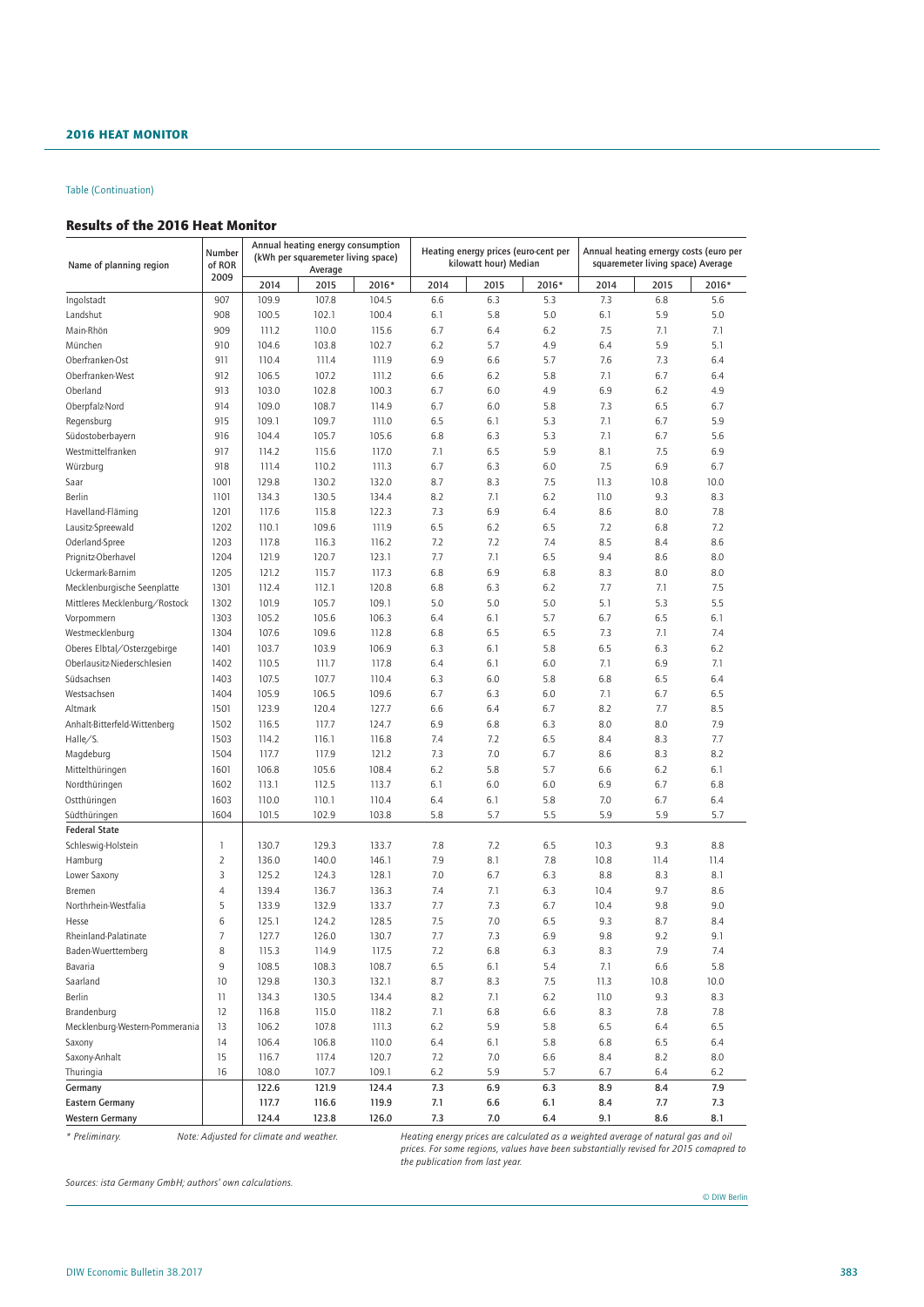Table (Continuation)

### Results of the 2016 Heat Monitor

| Name of planning region | Number of ROR 2009 | Annual heating energy consumption (kWh per squarexmeter living space) Average | | | Heating energy prices (euro-cent per kilowatt hour) Median | | | Annual heating ernergy costs (euro per squaremeter living space) Average | | |
|---|---|---|---|---|---|---|---|---|---|---|
| | | 2014 | 2015 | 2016* | 2014 | 2015 | 2016* | 2014 | 2015 | 2016* |
| Ingolstadt | 907 | 109.9 | 107.8 | 104.5 | 6.6 | 6.3 | 5.3 | 7.3 | 6.8 | 5.6 |
| Landshut | 908 | 100.5 | 102.1 | 100.4 | 6.1 | 5.8 | 5.0 | 6.1 | 5.9 | 5.0 |
| Main-Rhön | 909 | 111.2 | 110.0 | 115.6 | 6.7 | 6.4 | 6.2 | 7.5 | 7.1 | 7.1 |
| München | 910 | 104.6 | 103.8 | 102.7 | 6.2 | 5.7 | 4.9 | 6.4 | 5.9 | 5.1 |
| Oberfranken-Ost | 911 | 110.4 | 111.4 | 111.9 | 6.9 | 6.6 | 5.7 | 7.6 | 7.3 | 6.4 |
| Oberfranken-West | 912 | 106.5 | 107.2 | 111.2 | 6.6 | 6.2 | 5.8 | 7.1 | 6.7 | 6.4 |
| Oberland | 913 | 103.0 | 102.8 | 100.3 | 6.7 | 6.0 | 4.9 | 6.9 | 6.2 | 4.9 |
| Oberpfalz-Nord | 914 | 109.0 | 108.7 | 114.9 | 6.7 | 6.0 | 5.8 | 7.3 | 6.5 | 6.7 |
| Regensburg | 915 | 109.1 | 109.7 | 111.0 | 6.5 | 6.1 | 5.3 | 7.1 | 6.7 | 5.9 |
| Südostoberbayern | 916 | 104.4 | 105.7 | 105.6 | 6.8 | 6.3 | 5.3 | 7.1 | 6.7 | 5.6 |
| Westmittelfranken | 917 | 114.2 | 115.6 | 117.0 | 7.1 | 6.5 | 5.9 | 8.1 | 7.5 | 6.9 |
| Würzburg | 918 | 111.4 | 110.2 | 111.3 | 6.7 | 6.3 | 6.0 | 7.5 | 6.9 | 6.7 |
| Saar | 1001 | 129.8 | 130.2 | 132.0 | 8.7 | 8.3 | 7.5 | 11.3 | 10.8 | 10.0 |
| Berlin | 1101 | 134.3 | 130.5 | 134.4 | 8.2 | 7.1 | 6.2 | 11.0 | 9.3 | 8.3 |
| Havelland-Fläming | 1201 | 117.6 | 115.8 | 122.3 | 7.3 | 6.9 | 6.4 | 8.6 | 8.0 | 7.8 |
| Lausitz-Spreewald | 1202 | 110.1 | 109.6 | 111.9 | 6.5 | 6.2 | 6.5 | 7.2 | 6.8 | 7.2 |
| Oderland-Spree | 1203 | 117.8 | 116.3 | 116.2 | 7.2 | 7.2 | 7.4 | 8.5 | 8.4 | 8.6 |
| Prignitz-Oberhavel | 1204 | 121.9 | 120.7 | 123.1 | 7.7 | 7.1 | 6.5 | 9.4 | 8.6 | 8.0 |
| Uckermark-Barnim | 1205 | 121.2 | 115.7 | 117.3 | 6.8 | 6.9 | 6.8 | 8.3 | 8.0 | 8.0 |
| Mecklenburgische Seenplatte | 1301 | 112.4 | 112.1 | 120.8 | 6.8 | 6.3 | 6.2 | 7.7 | 7.1 | 7.5 |
| Mittleres Mecklenburg/Rostock | 1302 | 101.9 | 105.7 | 109.1 | 5.0 | 5.0 | 5.0 | 5.1 | 5.3 | 5.5 |
| Vorpommern | 1303 | 105.2 | 105.6 | 106.3 | 6.4 | 6.1 | 5.7 | 6.7 | 6.5 | 6.1 |
| Westmecklenburg | 1304 | 107.6 | 109.6 | 112.8 | 6.8 | 6.5 | 6.5 | 7.3 | 7.1 | 7.4 |
| Oberes Elbtal/Osterzgebirge | 1401 | 103.7 | 103.9 | 106.9 | 6.3 | 6.1 | 5.8 | 6.5 | 6.3 | 6.2 |
| Oberlausitz-Niederschlesien | 1402 | 110.5 | 111.7 | 117.8 | 6.4 | 6.1 | 6.0 | 7.1 | 6.9 | 7.1 |
| Südsachsen | 1403 | 107.5 | 107.7 | 110.4 | 6.3 | 6.0 | 5.8 | 6.8 | 6.5 | 6.4 |
| Westsachsen | 1404 | 105.9 | 106.5 | 109.6 | 6.7 | 6.3 | 6.0 | 7.1 | 6.7 | 6.5 |
| Altmark | 1501 | 123.9 | 120.4 | 127.7 | 6.6 | 6.4 | 6.7 | 8.2 | 7.7 | 8.5 |
| Anhalt-Bitterfeld-Wittenberg | 1502 | 116.5 | 117.7 | 124.7 | 6.9 | 6.8 | 6.3 | 8.0 | 8.0 | 7.9 |
| Halle/S. | 1503 | 114.2 | 116.1 | 116.8 | 7.4 | 7.2 | 6.5 | 8.4 | 8.3 | 7.7 |
| Magdeburg | 1504 | 117.7 | 117.9 | 121.2 | 7.3 | 7.0 | 6.7 | 8.6 | 8.3 | 8.2 |
| Mittelthüringen | 1601 | 106.8 | 105.6 | 108.4 | 6.2 | 5.8 | 5.7 | 6.6 | 6.2 | 6.1 |
| Nordthüringen | 1602 | 113.1 | 112.5 | 113.7 | 6.1 | 6.0 | 6.0 | 6.9 | 6.7 | 6.8 |
| Ostthüringen | 1603 | 110.0 | 110.1 | 110.4 | 6.4 | 6.1 | 5.8 | 7.0 | 6.7 | 6.4 |
| Südthüringen | 1604 | 101.5 | 102.9 | 103.8 | 5.8 | 5.7 | 5.5 | 5.9 | 5.9 | 5.7 |
| **Federal State** | | | | | | | | | | |
| Schleswig-Holstein | 1 | 130.7 | 129.3 | 133.7 | 7.8 | 7.2 | 6.5 | 10.3 | 9.3 | 8.8 |
| Hamburg | 2 | 136.0 | 140.0 | 146.1 | 7.9 | 8.1 | 7.8 | 10.8 | 11.4 | 11.4 |
| Lower Saxony | 3 | 125.2 | 124.3 | 128.1 | 7.0 | 6.7 | 6.3 | 8.8 | 8.3 | 8.1 |
| Bremen | 4 | 139.4 | 136.7 | 136.3 | 7.4 | 7.1 | 6.3 | 10.4 | 9.7 | 8.6 |
| Northrhein-Westfalia | 5 | 133.9 | 132.9 | 133.7 | 7.7 | 7.3 | 6.7 | 10.4 | 9.8 | 9.0 |
| Hesse | 6 | 125.1 | 124.2 | 128.5 | 7.5 | 7.0 | 6.5 | 9.3 | 8.7 | 8.4 |
| Rheinland-Palatinate | 7 | 127.7 | 126.0 | 130.7 | 7.7 | 7.3 | 6.9 | 9.8 | 9.2 | 9.1 |
| Baden-Wuerttemberg | 8 | 115.3 | 114.9 | 117.5 | 7.2 | 6.8 | 6.3 | 8.3 | 7.9 | 7.4 |
| Bavaria | 9 | 108.5 | 108.3 | 108.7 | 6.5 | 6.1 | 5.4 | 7.1 | 6.6 | 5.8 |
| Saarland | 10 | 129.8 | 130.3 | 132.1 | 8.7 | 8.3 | 7.5 | 11.3 | 10.8 | 10.0 |
| Berlin | 11 | 134.3 | 130.5 | 134.4 | 8.2 | 7.1 | 6.2 | 11.0 | 9.3 | 8.3 |
| Brandenburg | 12 | 116.8 | 115.0 | 118.2 | 7.1 | 6.8 | 6.6 | 8.3 | 7.8 | 7.8 |
| Mecklenburg-Western-Pommerania | 13 | 106.2 | 107.8 | 111.3 | 6.2 | 5.9 | 5.8 | 6.5 | 6.4 | 6.5 |
| Saxony | 14 | 106.4 | 106.8 | 110.0 | 6.4 | 6.1 | 5.8 | 6.8 | 6.5 | 6.4 |
| Saxony-Anhalt | 15 | 116.7 | 117.4 | 120.7 | 7.2 | 7.0 | 6.6 | 8.4 | 8.2 | 8.0 |
| Thuringia | 16 | 108.0 | 107.7 | 109.1 | 6.2 | 5.9 | 5.7 | 6.7 | 6.4 | 6.2 |
| **Germany** | | **122.6** | **121.9** | **124.4** | **7.3** | **6.9** | **6.3** | **8.9** | **8.4** | **7.9** |
| **Eastern Germany** | | **117.7** | **116.6** | **119.9** | **7.1** | **6.6** | **6.1** | **8.4** | **7.7** | **7.3** |
| **Western Germany** | | **124.4** | **123.8** | **126.0** | **7.3** | **7.0** | **6.4** | **9.1** | **8.6** | **8.1** |

*\* Preliminary.*

*Note: Adjusted for climate and weather.*

*Heating energy prices are calculated as a weighted average of natural gas and oil prices. For some regions, values have been substantially revised for 2015 comapred to the publication from last year.*

*Sources: ista Germany GmbH; authors' own calculations.*

© DIW Berlin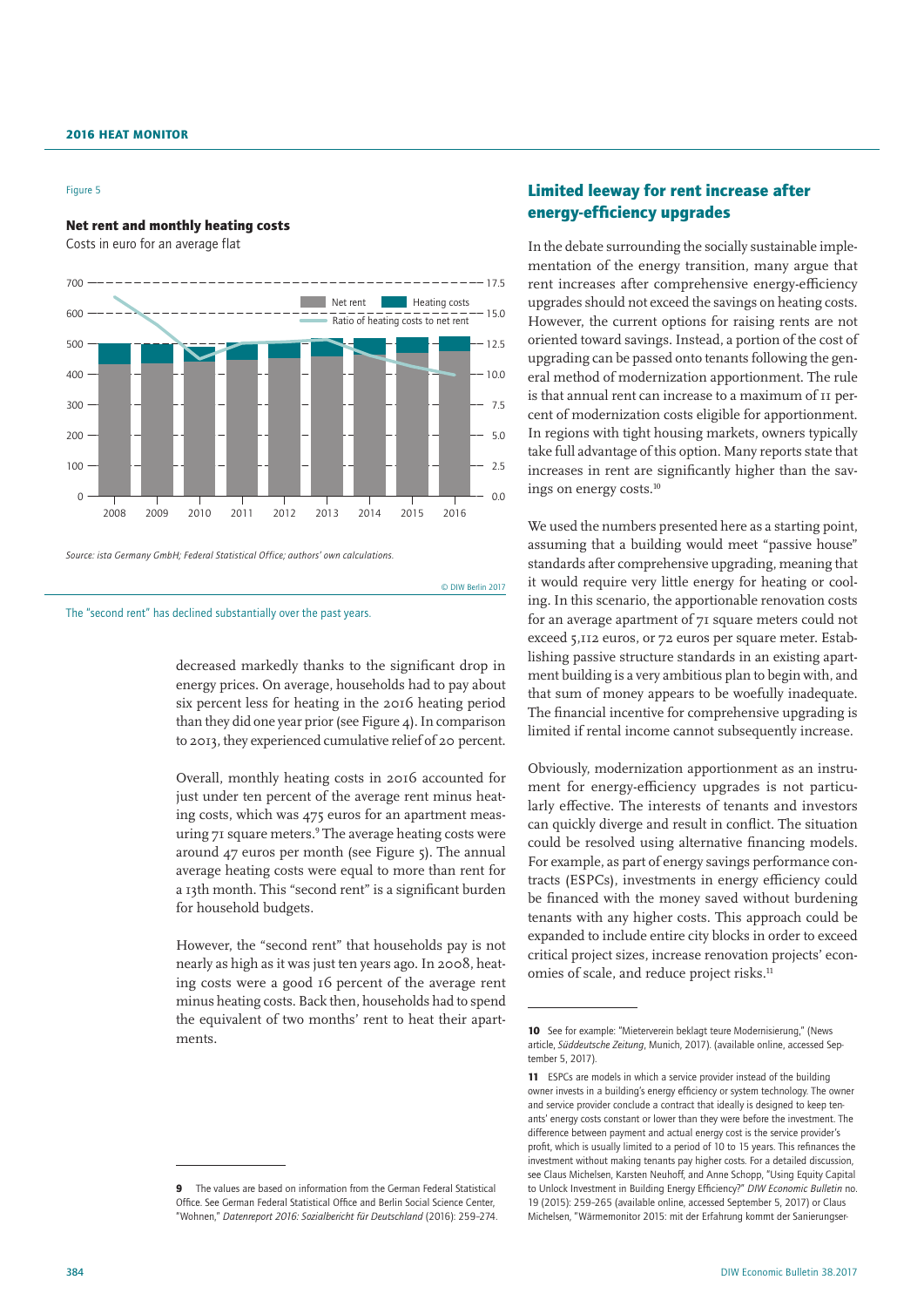Figure 5

**Net rent and monthly heating costs**

Costs in euro for an average flat

Source: ista Germany GmbH; Federal Statistical Office; authors' own calculations.

© DIW Berlin 2017

The "second rent" has declined substantially over the past years.

decreased markedly thanks to the significant drop in energy prices. On average, households had to pay about six percent less for heating in the 2016 heating period than they did one year prior (see Figure 4). In comparison to 2013, they experienced cumulative relief of 20 percent.

Overall, monthly heating costs in 2016 accounted for just under ten percent of the average rent minus heating costs, which was 475 euros for an apartment measuring 71 square meters.[9] The average heating costs were around 47 euros per month (see Figure 5). The annual average heating costs were equal to more than rent for a 13th month. This "second rent" is a significant burden for household budgets.

However, the "second rent" that households pay is not nearly as high as it was just ten years ago. In 2008, heating costs were a good 16 percent of the average rent minus heating costs. Back then, households had to spend the equivalent of two months' rent to heat their apartments.

## Limited leeway for rent increase after energy-efficiency upgrades

In the debate surrounding the socially sustainable implementation of the energy transition, many argue that rent increases after comprehensive energy-efficiency upgrades should not exceed the savings on heating costs. However, the current options for raising rents are not oriented toward savings. Instead, a portion of the cost of upgrading can be passed onto tenants following the general method of modernization apportionment. The rule is that annual rent can increase to a maximum of 11 percent of modernization costs eligible for apportionment. In regions with tight housing markets, owners typically take full advantage of this option. Many reports state that increases in rent are significantly higher than the savings on energy costs.[10]

We used the numbers presented here as a starting point, assuming that a building would meet "passive house" standards after comprehensive upgrading, meaning that it would require very little energy for heating or cooling. In this scenario, the apportionable renovation costs for an average apartment of 71 square meters could not exceed 5,112 euros, or 72 euros per square meter. Establishing passive structure standards in an existing apartment building is a very ambitious plan to begin with, and that sum of money appears to be woefully inadequate. The financial incentive for comprehensive upgrading is limited if rental income cannot subsequently increase.

Obviously, modernization apportionment as an instrument for energy-efficiency upgrades is not particularly effective. The interests of tenants and investors can quickly diverge and result in conflict. The situation could be resolved using alternative financing models. For example, as part of energy savings performance contracts (ESPCs), investments in energy efficiency could be financed with the money saved without burdening tenants with any higher costs. This approach could be expanded to include entire city blocks in order to exceed critical project sizes, increase renovation projects' economies of scale, and reduce project risks.[11]

---

**9** The values are based on information from the German Federal Statistical Office. See German Federal Statistical Office and Berlin Social Science Center, "Wohnen," *Datenreport 2016: Sozialbericht für Deutschland* (2016): 259–274.

**10** See for example: "Mieterverein beklagt teure Modernisierung," (News article, *Süddeutsche Zeitung*, Munich, 2017). (available online, accessed September 5, 2017).

**11** ESPCs are models in which a service provider instead of the building owner invests in a building's energy efficiency or system technology. The owner and service provider conclude a contract that ideally is designed to keep tenants' energy costs constant or lower than they were before the investment. The difference between payment and actual energy cost is the service provider's profit, which is usually limited to a period of 10 to 15 years. This refinances the investment without making tenants pay higher costs. For a detailed discussion, see Claus Michelsen, Karsten Neuhoff, and Anne Schopp, "Using Equity Capital to Unlock Investment in Building Energy Efficiency?" *DIW Economic Bulletin* no. 19 (2015): 259–265 (available online, accessed September 5, 2017) or Claus Michelsen, "Wärmemonitor 2015: mit der Erfahrung kommt der Sanierungser-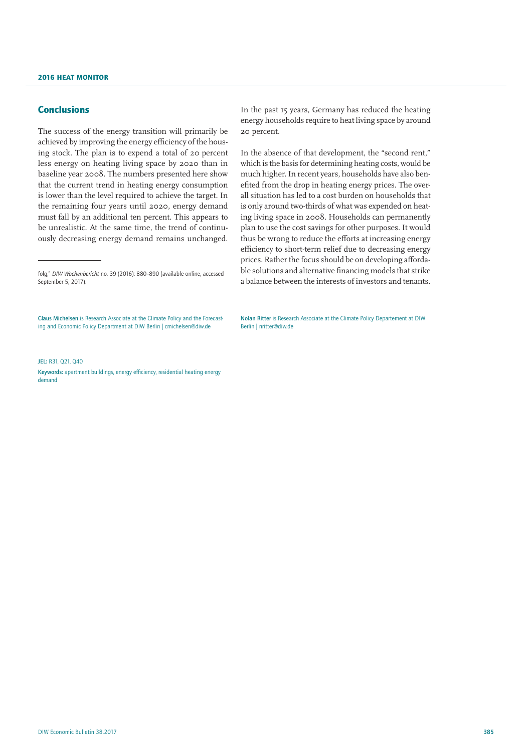## Conclusions

The success of the energy transition will primarily be achieved by improving the energy efficiency of the housing stock. The plan is to expend a total of 20 percent less energy on heating living space by 2020 than in baseline year 2008. The numbers presented here show that the current trend in heating energy consumption is lower than the level required to achieve the target. In the remaining four years until 2020, energy demand must fall by an additional ten percent. This appears to be unrealistic. At the same time, the trend of continuously decreasing energy demand remains unchanged. In the past 15 years, Germany has reduced the heating energy households require to heat living space by around 20 percent.

In the absence of that development, the "second rent," which is the basis for determining heating costs, would be much higher. In recent years, households have also benefited from the drop in heating energy prices. The overall situation has led to a cost burden on households that is only around two-thirds of what was expended on heating living space in 2008. Households can permanently plan to use the cost savings for other purposes. It would thus be wrong to reduce the efforts at increasing energy efficiency to short-term relief due to decreasing energy prices. Rather the focus should be on developing affordable solutions and alternative financing models that strike a balance between the interests of investors and tenants.

---

folg," *DIW Wochenbericht* no. 39 (2016): 880–890 (available online, accessed September 5, 2017).

**Claus Michelsen** is Research Associate at the Climate Policy and the Forecasting and Economic Policy Department at DIW Berlin | cmichelsen@diw.de

**Nolan Ritter** is Research Associate at the Climate Policy Departement at DIW Berlin | nritter@diw.de

**JEL:** R31, Q21, Q40

**Keywords:** apartment buildings, energy efficiency, residential heating energy demand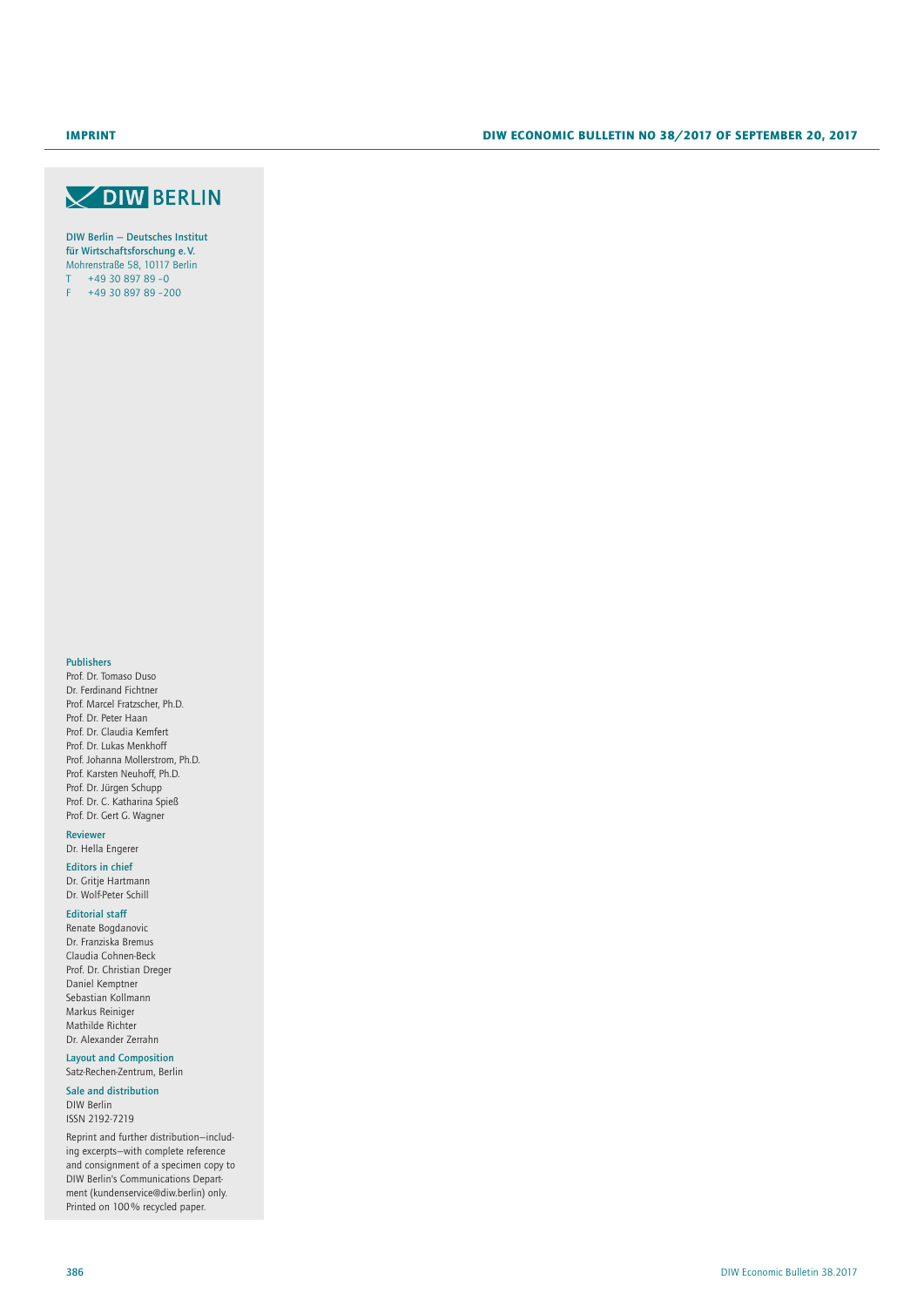DIW BERLIN

**DIW Berlin — Deutsches Institut für Wirtschaftsforschung e. V.**
Mohrenstraße 58, 10117 Berlin
T +49 30 897 89 -0
F +49 30 897 89 -200

**Publishers**
Prof. Dr. Tomaso Duso
Dr. Ferdinand Fichtner
Prof. Marcel Fratzscher, Ph.D.
Prof. Dr. Peter Haan
Prof. Dr. Claudia Kemfert
Prof. Dr. Lukas Menkhoff
Prof. Johanna Mollerstrom, Ph.D.
Prof. Karsten Neuhoff, Ph.D.
Prof. Dr. Jürgen Schupp
Prof. Dr. C. Katharina Spieß
Prof. Dr. Gert G. Wagner

**Reviewer**
Dr. Hella Engerer

**Editors in chief**
Dr. Gritje Hartmann
Dr. Wolf-Peter Schill

**Editorial staff**
Renate Bogdanovic
Dr. Franziska Bremus
Claudia Cohnen-Beck
Prof. Dr. Christian Dreger
Daniel Kemptner
Sebastian Kollmann
Markus Reiniger
Mathilde Richter
Dr. Alexander Zerrahn

**Layout and Composition**
Satz-Rechen-Zentrum, Berlin

**Sale and distribution**
DIW Berlin
ISSN 2192-7219

Reprint and further distribution—including excerpts—with complete reference and consignment of a specimen copy to DIW Berlin's Communications Department (kundenservice@diw.berlin) only.
Printed on 100% recycled paper.